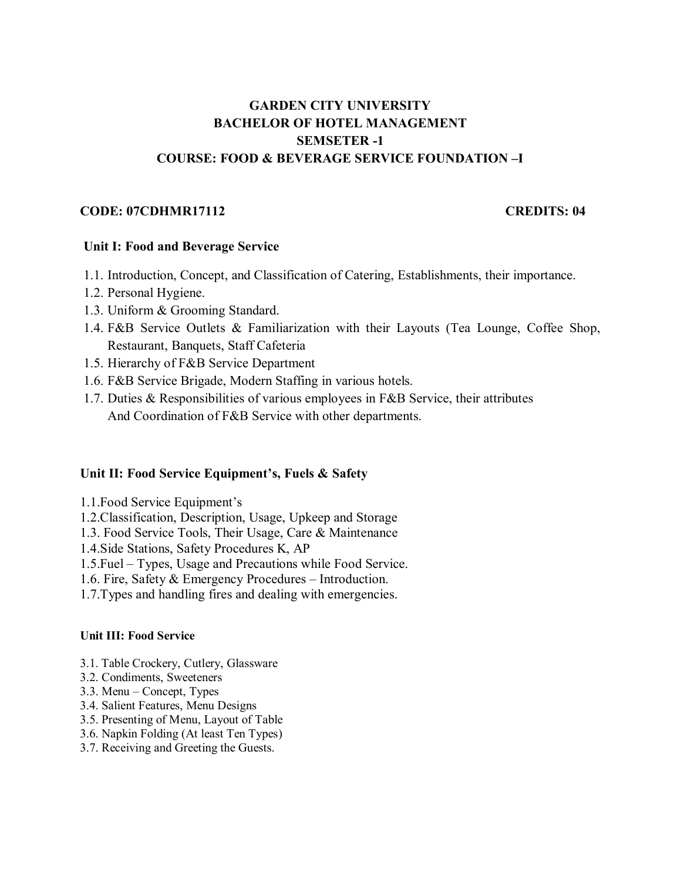# GARDEN CITY UNIVERSITY
# BACHELOR OF HOTEL MANAGEMENT
# SEMSETER -1
# COURSE: FOOD & BEVERAGE SERVICE FOUNDATION –I

**CODE: 07CDHMR17112** **CREDITS: 04**

### Unit I: Food and Beverage Service

1.1. Introduction, Concept, and Classification of Catering, Establishments, their importance.
1.2. Personal Hygiene.
1.3. Uniform & Grooming Standard.
1.4. F&B Service Outlets & Familiarization with their Layouts (Tea Lounge, Coffee Shop, Restaurant, Banquets, Staff Cafeteria
1.5. Hierarchy of F&B Service Department
1.6. F&B Service Brigade, Modern Staffing in various hotels.
1.7. Duties & Responsibilities of various employees in F&B Service, their attributes And Coordination of F&B Service with other departments.

### Unit II: Food Service Equipment's, Fuels & Safety

1.1.Food Service Equipment's
1.2.Classification, Description, Usage, Upkeep and Storage
1.3. Food Service Tools, Their Usage, Care & Maintenance
1.4.Side Stations, Safety Procedures K, AP
1.5.Fuel – Types, Usage and Precautions while Food Service.
1.6. Fire, Safety & Emergency Procedures – Introduction.
1.7.Types and handling fires and dealing with emergencies.

### Unit III: Food Service

3.1. Table Crockery, Cutlery, Glassware
3.2. Condiments, Sweeteners
3.3. Menu – Concept, Types
3.4. Salient Features, Menu Designs
3.5. Presenting of Menu, Layout of Table
3.6. Napkin Folding (At least Ten Types)
3.7. Receiving and Greeting the Guests.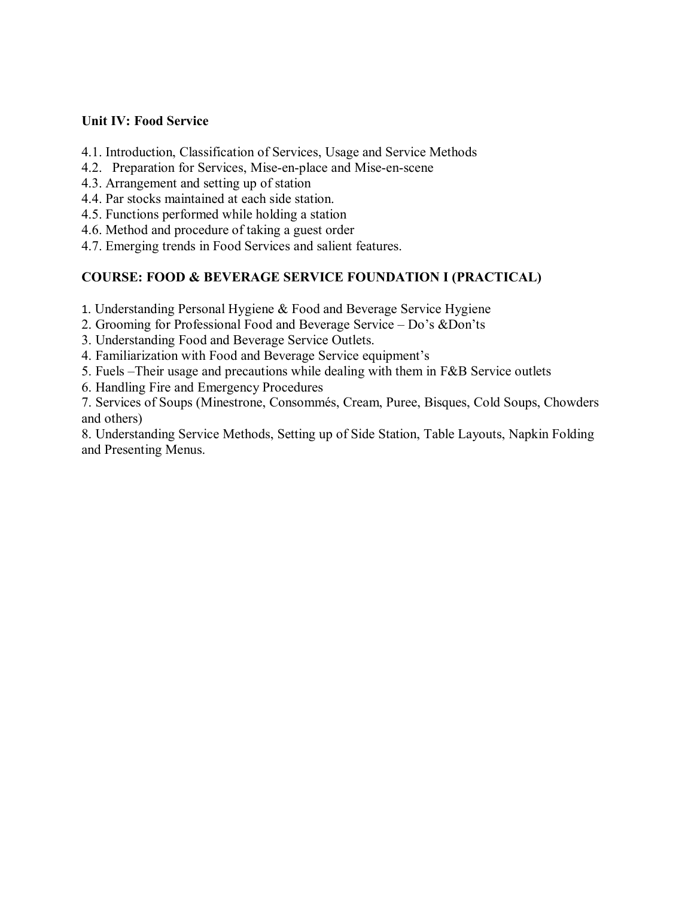**Unit IV: Food Service**

4.1. Introduction, Classification of Services, Usage and Service Methods
4.2. Preparation for Services, Mise-en-place and Mise-en-scene
4.3. Arrangement and setting up of station
4.4. Par stocks maintained at each side station.
4.5. Functions performed while holding a station
4.6. Method and procedure of taking a guest order
4.7. Emerging trends in Food Services and salient features.

**COURSE: FOOD & BEVERAGE SERVICE FOUNDATION I (PRACTICAL)**

1. Understanding Personal Hygiene & Food and Beverage Service Hygiene
2. Grooming for Professional Food and Beverage Service – Do's &Don'ts
3. Understanding Food and Beverage Service Outlets.
4. Familiarization with Food and Beverage Service equipment's
5. Fuels –Their usage and precautions while dealing with them in F&B Service outlets
6. Handling Fire and Emergency Procedures
7. Services of Soups (Minestrone, Consommés, Cream, Puree, Bisques, Cold Soups, Chowders and others)
8. Understanding Service Methods, Setting up of Side Station, Table Layouts, Napkin Folding and Presenting Menus.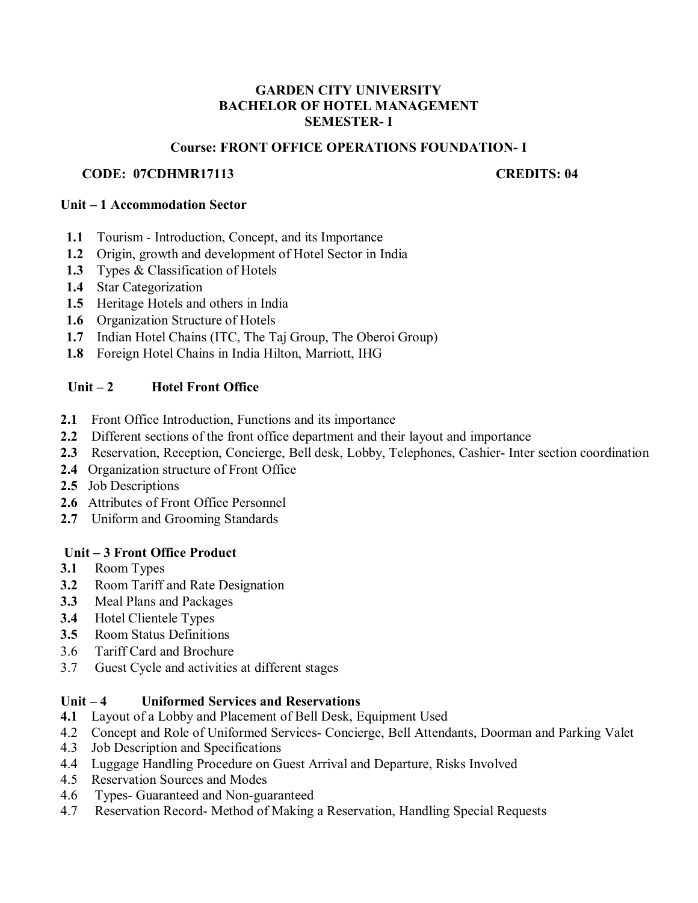**GARDEN CITY UNIVERSITY**
**BACHELOR OF HOTEL MANAGEMENT**
**SEMESTER- I**

**Course: FRONT OFFICE OPERATIONS FOUNDATION- I**

**CODE: 07CDHMR17113** **CREDITS: 04**

**Unit – 1 Accommodation Sector**

- **1.1** Tourism - Introduction, Concept, and its Importance
- **1.2** Origin, growth and development of Hotel Sector in India
- **1.3** Types & Classification of Hotels
- **1.4** Star Categorization
- **1.5** Heritage Hotels and others in India
- **1.6** Organization Structure of Hotels
- **1.7** Indian Hotel Chains (ITC, The Taj Group, The Oberoi Group)
- **1.8** Foreign Hotel Chains in India Hilton, Marriott, IHG

**Unit – 2 Hotel Front Office**

- **2.1** Front Office Introduction, Functions and its importance
- **2.2** Different sections of the front office department and their layout and importance
- **2.3** Reservation, Reception, Concierge, Bell desk, Lobby, Telephones, Cashier- Inter section coordination
- **2.4** Organization structure of Front Office
- **2.5** Job Descriptions
- **2.6** Attributes of Front Office Personnel
- **2.7** Uniform and Grooming Standards

**Unit – 3 Front Office Product**

- **3.1** Room Types
- **3.2** Room Tariff and Rate Designation
- **3.3** Meal Plans and Packages
- **3.4** Hotel Clientele Types
- **3.5** Room Status Definitions
- 3.6 Tariff Card and Brochure
- 3.7 Guest Cycle and activities at different stages

**Unit – 4 Uniformed Services and Reservations**

- **4.1** Layout of a Lobby and Placement of Bell Desk, Equipment Used
- 4.2 Concept and Role of Uniformed Services- Concierge, Bell Attendants, Doorman and Parking Valet
- 4.3 Job Description and Specifications
- 4.4 Luggage Handling Procedure on Guest Arrival and Departure, Risks Involved
- 4.5 Reservation Sources and Modes
- 4.6 Types- Guaranteed and Non-guaranteed
- 4.7 Reservation Record- Method of Making a Reservation, Handling Special Requests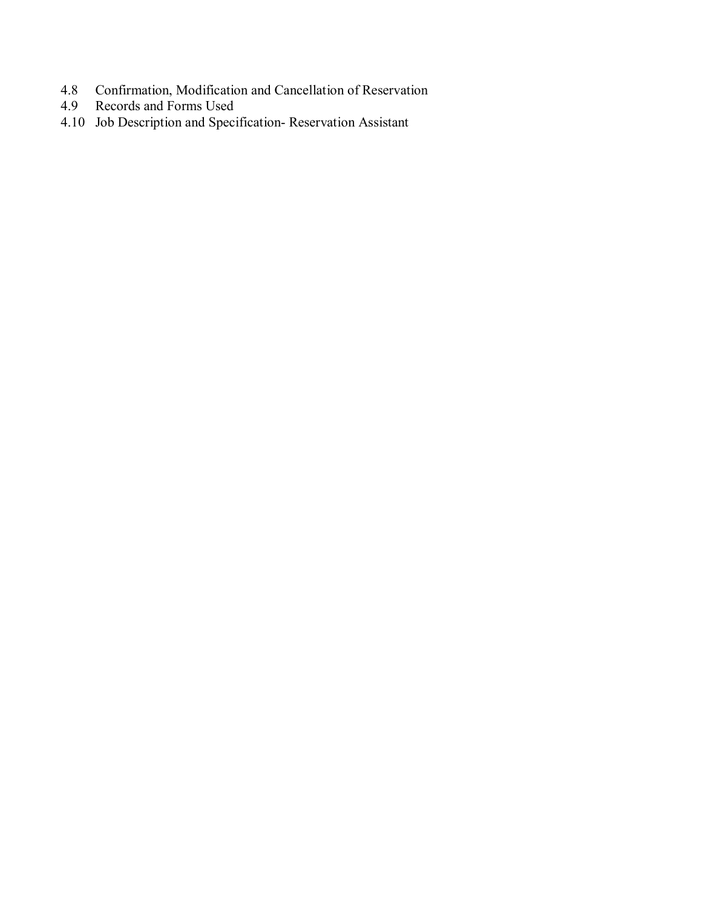4.8 Confirmation, Modification and Cancellation of Reservation
4.9 Records and Forms Used
4.10 Job Description and Specification- Reservation Assistant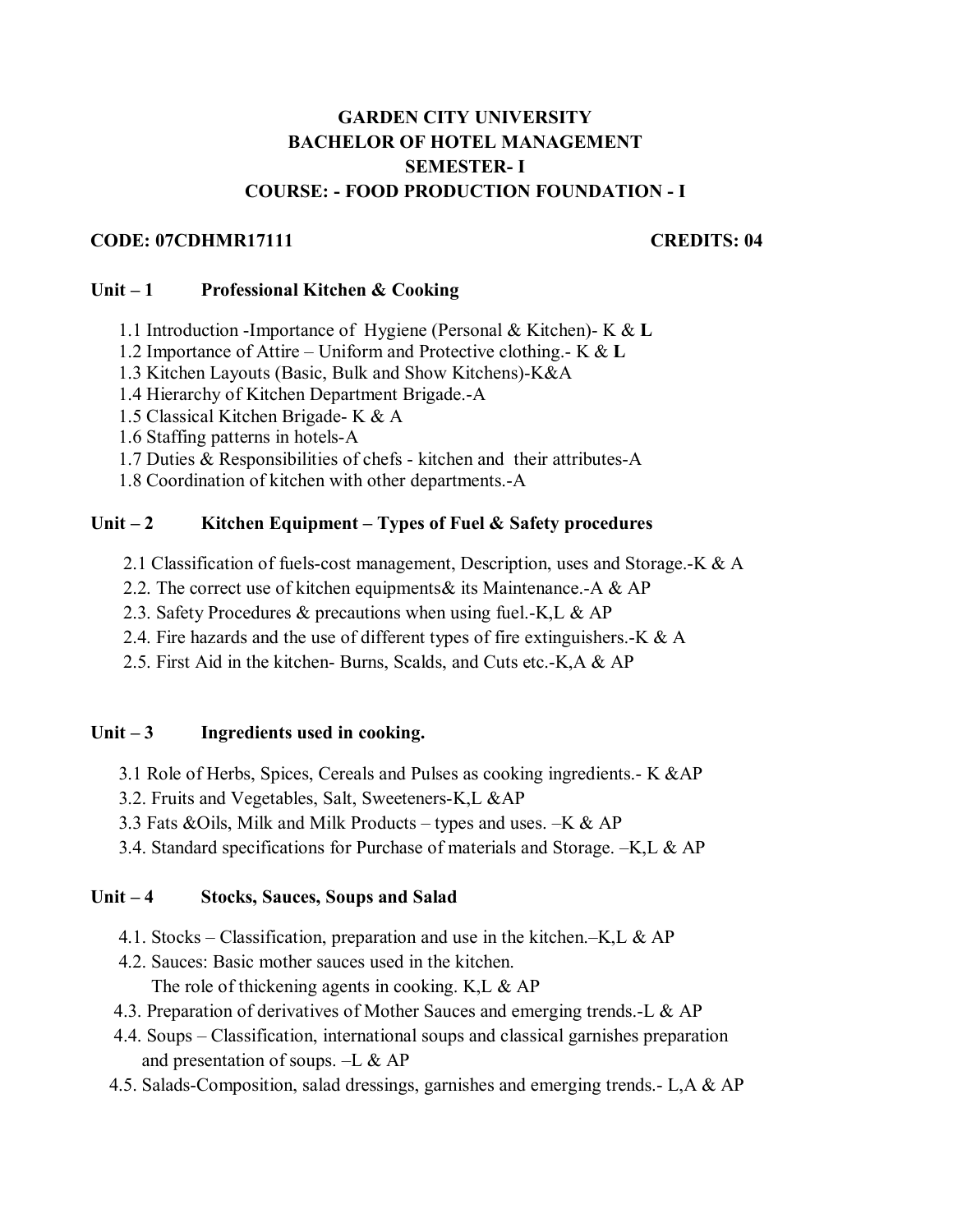# GARDEN CITY UNIVERSITY
# BACHELOR OF HOTEL MANAGEMENT
## SEMESTER- I
## COURSE: - FOOD PRODUCTION FOUNDATION - I

**CODE: 07CDHMR17111** **CREDITS: 04**

### Unit – 1 Professional Kitchen & Cooking

1.1 Introduction -Importance of Hygiene (Personal & Kitchen)- K & **L**
1.2 Importance of Attire – Uniform and Protective clothing.- K & **L**
1.3 Kitchen Layouts (Basic, Bulk and Show Kitchens)-K&A
1.4 Hierarchy of Kitchen Department Brigade.-A
1.5 Classical Kitchen Brigade- K & A
1.6 Staffing patterns in hotels-A
1.7 Duties & Responsibilities of chefs - kitchen and their attributes-A
1.8 Coordination of kitchen with other departments.-A

### Unit – 2 Kitchen Equipment – Types of Fuel & Safety procedures

2.1 Classification of fuels-cost management, Description, uses and Storage.-K & A
2.2. The correct use of kitchen equipments& its Maintenance.-A & AP
2.3. Safety Procedures & precautions when using fuel.-K,L & AP
2.4. Fire hazards and the use of different types of fire extinguishers.-K & A
2.5. First Aid in the kitchen- Burns, Scalds, and Cuts etc.-K,A & AP

### Unit – 3 Ingredients used in cooking.

3.1 Role of Herbs, Spices, Cereals and Pulses as cooking ingredients.- K &AP
3.2. Fruits and Vegetables, Salt, Sweeteners-K,L &AP
3.3 Fats &Oils, Milk and Milk Products – types and uses. –K & AP
3.4. Standard specifications for Purchase of materials and Storage. –K,L & AP

### Unit – 4 Stocks, Sauces, Soups and Salad

4.1. Stocks – Classification, preparation and use in the kitchen.–K,L & AP
4.2. Sauces: Basic mother sauces used in the kitchen.
The role of thickening agents in cooking. K,L & AP
4.3. Preparation of derivatives of Mother Sauces and emerging trends.-L & AP
4.4. Soups – Classification, international soups and classical garnishes preparation and presentation of soups. –L & AP
4.5. Salads-Composition, salad dressings, garnishes and emerging trends.- L,A & AP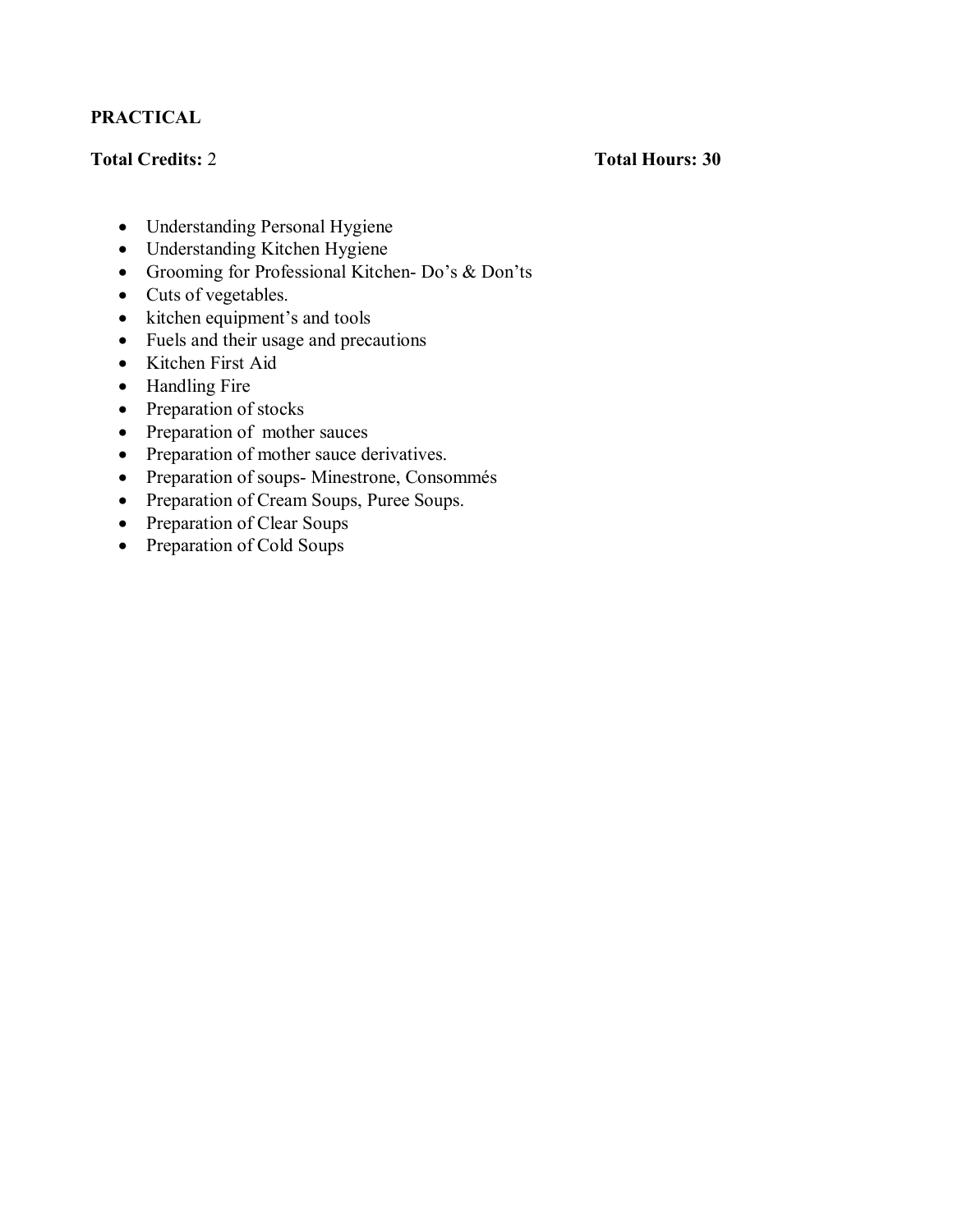**PRACTICAL**

**Total Credits:** 2 **Total Hours: 30**

- Understanding Personal Hygiene
- Understanding Kitchen Hygiene
- Grooming for Professional Kitchen- Do's & Don'ts
- Cuts of vegetables.
- kitchen equipment's and tools
- Fuels and their usage and precautions
- Kitchen First Aid
- Handling Fire
- Preparation of stocks
- Preparation of mother sauces
- Preparation of mother sauce derivatives.
- Preparation of soups- Minestrone, Consommés
- Preparation of Cream Soups, Puree Soups.
- Preparation of Clear Soups
- Preparation of Cold Soups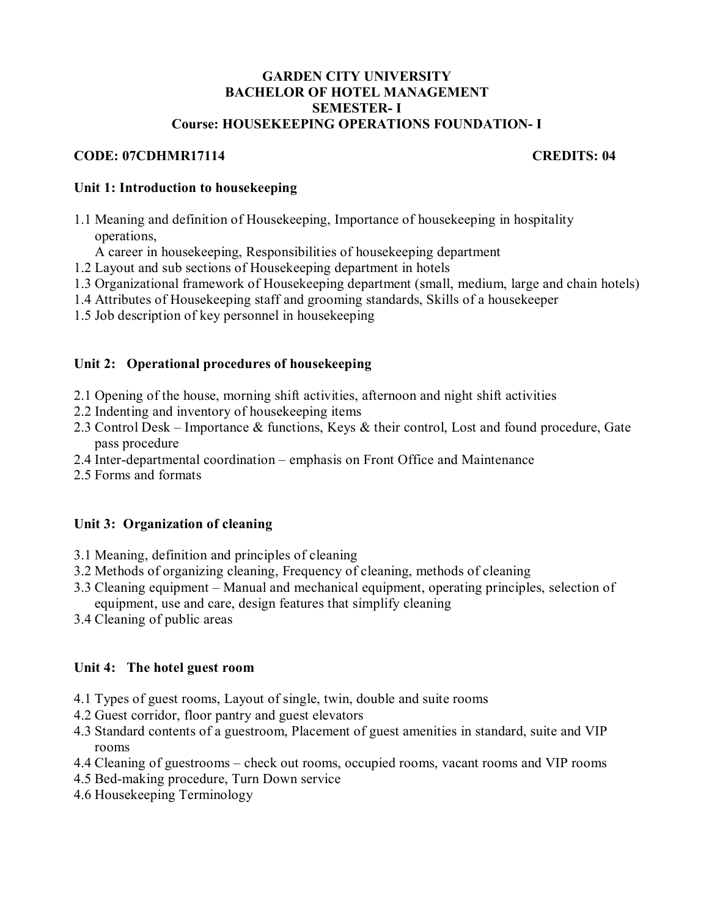# GARDEN CITY UNIVERSITY
## BACHELOR OF HOTEL MANAGEMENT
### SEMESTER- I
### Course: HOUSEKEEPING OPERATIONS FOUNDATION- I

**CODE: 07CDHMR17114** **CREDITS: 04**

**Unit 1: Introduction to housekeeping**

1.1 Meaning and definition of Housekeeping, Importance of housekeeping in hospitality operations,
A career in housekeeping, Responsibilities of housekeeping department
1.2 Layout and sub sections of Housekeeping department in hotels
1.3 Organizational framework of Housekeeping department (small, medium, large and chain hotels)
1.4 Attributes of Housekeeping staff and grooming standards, Skills of a housekeeper
1.5 Job description of key personnel in housekeeping

**Unit 2: Operational procedures of housekeeping**

2.1 Opening of the house, morning shift activities, afternoon and night shift activities
2.2 Indenting and inventory of housekeeping items
2.3 Control Desk – Importance & functions, Keys & their control, Lost and found procedure, Gate pass procedure
2.4 Inter-departmental coordination – emphasis on Front Office and Maintenance
2.5 Forms and formats

**Unit 3: Organization of cleaning**

3.1 Meaning, definition and principles of cleaning
3.2 Methods of organizing cleaning, Frequency of cleaning, methods of cleaning
3.3 Cleaning equipment – Manual and mechanical equipment, operating principles, selection of equipment, use and care, design features that simplify cleaning
3.4 Cleaning of public areas

**Unit 4: The hotel guest room**

4.1 Types of guest rooms, Layout of single, twin, double and suite rooms
4.2 Guest corridor, floor pantry and guest elevators
4.3 Standard contents of a guestroom, Placement of guest amenities in standard, suite and VIP rooms
4.4 Cleaning of guestrooms – check out rooms, occupied rooms, vacant rooms and VIP rooms
4.5 Bed-making procedure, Turn Down service
4.6 Housekeeping Terminology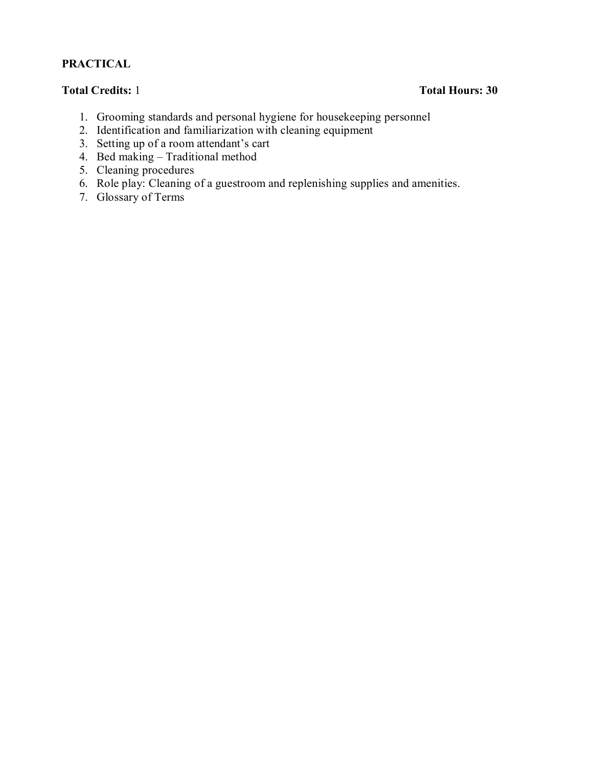**PRACTICAL**

**Total Credits:** 1 **Total Hours: 30**

1. Grooming standards and personal hygiene for housekeeping personnel
2. Identification and familiarization with cleaning equipment
3. Setting up of a room attendant's cart
4. Bed making – Traditional method
5. Cleaning procedures
6. Role play: Cleaning of a guestroom and replenishing supplies and amenities.
7. Glossary of Terms